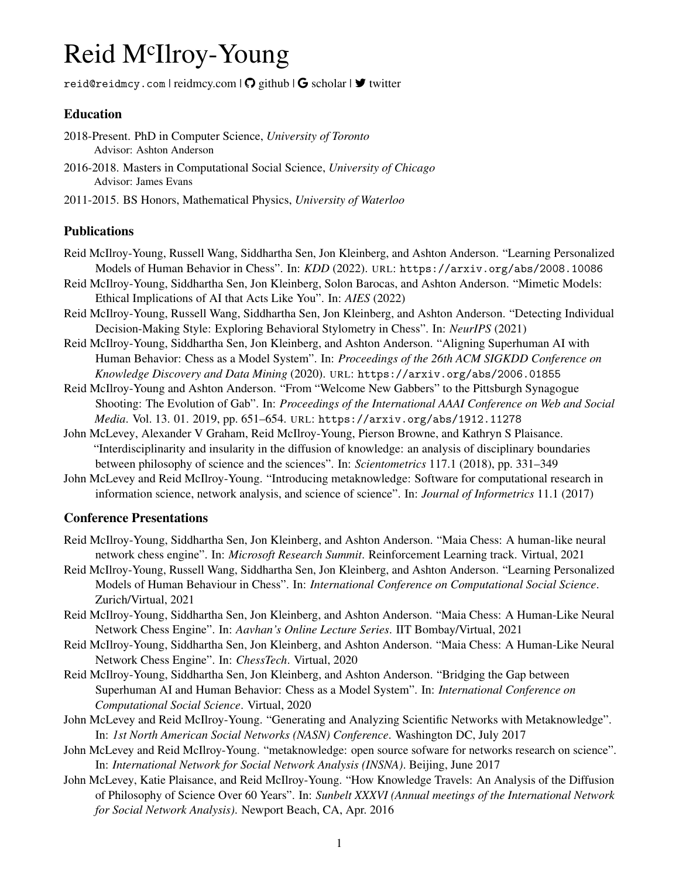# Reid McIlroy-Young

reid@reidmcy.com | reidmcy.com | github | scholar | twitter

## Education

2018-Present. PhD in Computer Science, *University of Toronto*
Advisor: Ashton Anderson

2016-2018. Masters in Computational Social Science, *University of Chicago*
Advisor: James Evans

2011-2015. BS Honors, Mathematical Physics, *University of Waterloo*

## Publications

Reid McIlroy-Young, Russell Wang, Siddhartha Sen, Jon Kleinberg, and Ashton Anderson. "Learning Personalized Models of Human Behavior in Chess". In: *KDD* (2022). URL: https://arxiv.org/abs/2008.10086

Reid McIlroy-Young, Siddhartha Sen, Jon Kleinberg, Solon Barocas, and Ashton Anderson. "Mimetic Models: Ethical Implications of AI that Acts Like You". In: *AIES* (2022)

Reid McIlroy-Young, Russell Wang, Siddhartha Sen, Jon Kleinberg, and Ashton Anderson. "Detecting Individual Decision-Making Style: Exploring Behavioral Stylometry in Chess". In: *NeurIPS* (2021)

Reid McIlroy-Young, Siddhartha Sen, Jon Kleinberg, and Ashton Anderson. "Aligning Superhuman AI with Human Behavior: Chess as a Model System". In: *Proceedings of the 26th ACM SIGKDD Conference on Knowledge Discovery and Data Mining* (2020). URL: https://arxiv.org/abs/2006.01855

Reid McIlroy-Young and Ashton Anderson. "From "Welcome New Gabbers" to the Pittsburgh Synagogue Shooting: The Evolution of Gab". In: *Proceedings of the International AAAI Conference on Web and Social Media*. Vol. 13. 01. 2019, pp. 651–654. URL: https://arxiv.org/abs/1912.11278

John McLevey, Alexander V Graham, Reid McIlroy-Young, Pierson Browne, and Kathryn S Plaisance. "Interdisciplinarity and insularity in the diffusion of knowledge: an analysis of disciplinary boundaries between philosophy of science and the sciences". In: *Scientometrics* 117.1 (2018), pp. 331–349

John McLevey and Reid McIlroy-Young. "Introducing metaknowledge: Software for computational research in information science, network analysis, and science of science". In: *Journal of Informetrics* 11.1 (2017)

## Conference Presentations

Reid McIlroy-Young, Siddhartha Sen, Jon Kleinberg, and Ashton Anderson. "Maia Chess: A human-like neural network chess engine". In: *Microsoft Research Summit*. Reinforcement Learning track. Virtual, 2021

Reid McIlroy-Young, Russell Wang, Siddhartha Sen, Jon Kleinberg, and Ashton Anderson. "Learning Personalized Models of Human Behaviour in Chess". In: *International Conference on Computational Social Science*. Zurich/Virtual, 2021

Reid McIlroy-Young, Siddhartha Sen, Jon Kleinberg, and Ashton Anderson. "Maia Chess: A Human-Like Neural Network Chess Engine". In: *Aavhan's Online Lecture Series*. IIT Bombay/Virtual, 2021

Reid McIlroy-Young, Siddhartha Sen, Jon Kleinberg, and Ashton Anderson. "Maia Chess: A Human-Like Neural Network Chess Engine". In: *ChessTech*. Virtual, 2020

Reid McIlroy-Young, Siddhartha Sen, Jon Kleinberg, and Ashton Anderson. "Bridging the Gap between Superhuman AI and Human Behavior: Chess as a Model System". In: *International Conference on Computational Social Science*. Virtual, 2020

John McLevey and Reid McIlroy-Young. "Generating and Analyzing Scientific Networks with Metaknowledge". In: *1st North American Social Networks (NASN) Conference*. Washington DC, July 2017

John McLevey and Reid McIlroy-Young. "metaknowledge: open source sofware for networks research on science". In: *International Network for Social Network Analysis (INSNA)*. Beijing, June 2017

John McLevey, Katie Plaisance, and Reid McIlroy-Young. "How Knowledge Travels: An Analysis of the Diffusion of Philosophy of Science Over 60 Years". In: *Sunbelt XXXVI (Annual meetings of the International Network for Social Network Analysis)*. Newport Beach, CA, Apr. 2016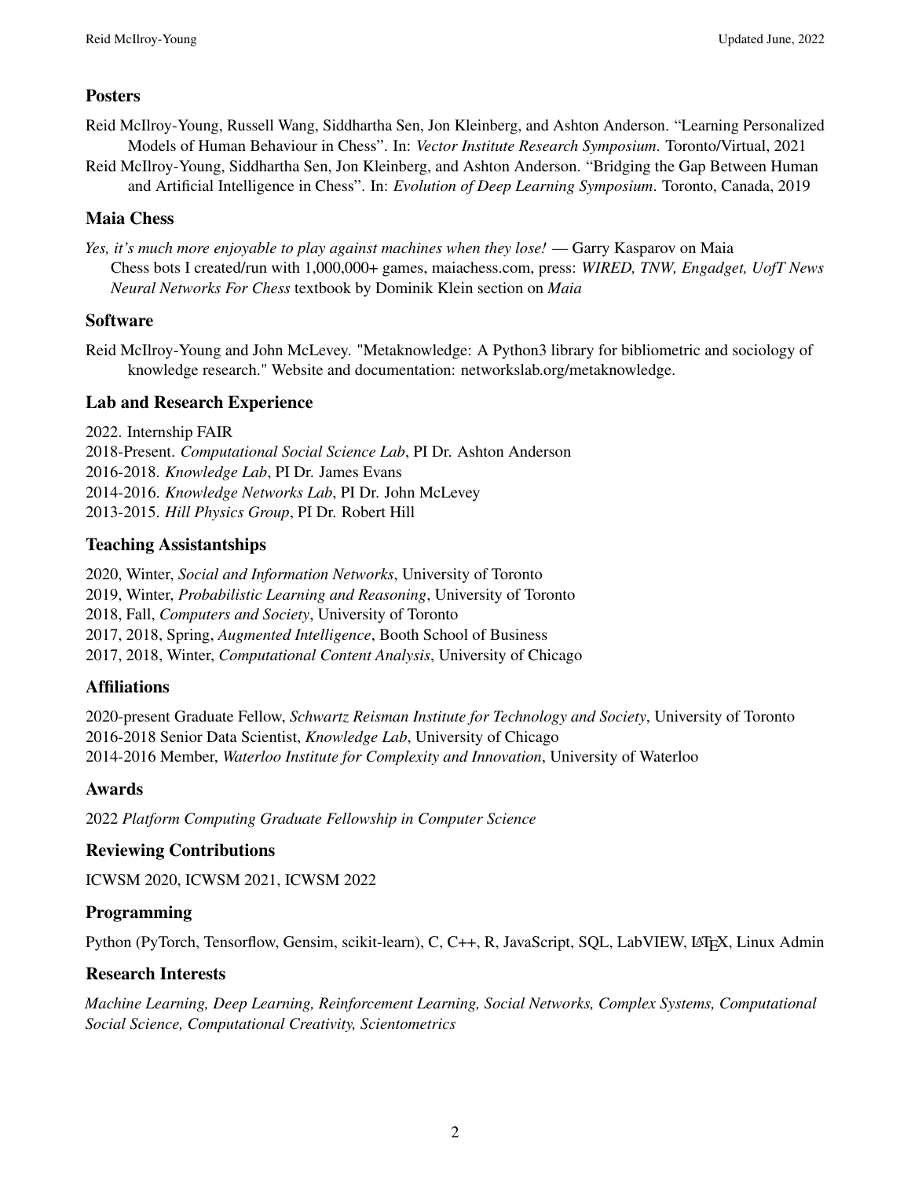## Posters

Reid McIlroy-Young, Russell Wang, Siddhartha Sen, Jon Kleinberg, and Ashton Anderson. "Learning Personalized Models of Human Behaviour in Chess". In: *Vector Institute Research Symposium*. Toronto/Virtual, 2021

Reid McIlroy-Young, Siddhartha Sen, Jon Kleinberg, and Ashton Anderson. "Bridging the Gap Between Human and Artificial Intelligence in Chess". In: *Evolution of Deep Learning Symposium*. Toronto, Canada, 2019

## Maia Chess

*Yes, it's much more enjoyable to play against machines when they lose!* — Garry Kasparov on Maia
Chess bots I created/run with 1,000,000+ games, maiachess.com, press: *WIRED, TNW, Engadget, UofT News*
*Neural Networks For Chess* textbook by Dominik Klein section on *Maia*

## Software

Reid McIlroy-Young and John McLevey. "Metaknowledge: A Python3 library for bibliometric and sociology of knowledge research." Website and documentation: networkslab.org/metaknowledge.

## Lab and Research Experience

2022. Internship FAIR
2018-Present. *Computational Social Science Lab*, PI Dr. Ashton Anderson
2016-2018. *Knowledge Lab*, PI Dr. James Evans
2014-2016. *Knowledge Networks Lab*, PI Dr. John McLevey
2013-2015. *Hill Physics Group*, PI Dr. Robert Hill

## Teaching Assistantships

2020, Winter, *Social and Information Networks*, University of Toronto
2019, Winter, *Probabilistic Learning and Reasoning*, University of Toronto
2018, Fall, *Computers and Society*, University of Toronto
2017, 2018, Spring, *Augmented Intelligence*, Booth School of Business
2017, 2018, Winter, *Computational Content Analysis*, University of Chicago

## Affiliations

2020-present Graduate Fellow, *Schwartz Reisman Institute for Technology and Society*, University of Toronto
2016-2018 Senior Data Scientist, *Knowledge Lab*, University of Chicago
2014-2016 Member, *Waterloo Institute for Complexity and Innovation*, University of Waterloo

## Awards

2022 *Platform Computing Graduate Fellowship in Computer Science*

## Reviewing Contributions

ICWSM 2020, ICWSM 2021, ICWSM 2022

## Programming

Python (PyTorch, Tensorflow, Gensim, scikit-learn), C, C++, R, JavaScript, SQL, LabVIEW, LaTeX, Linux Admin

## Research Interests

*Machine Learning, Deep Learning, Reinforcement Learning, Social Networks, Complex Systems, Computational Social Science, Computational Creativity, Scientometrics*